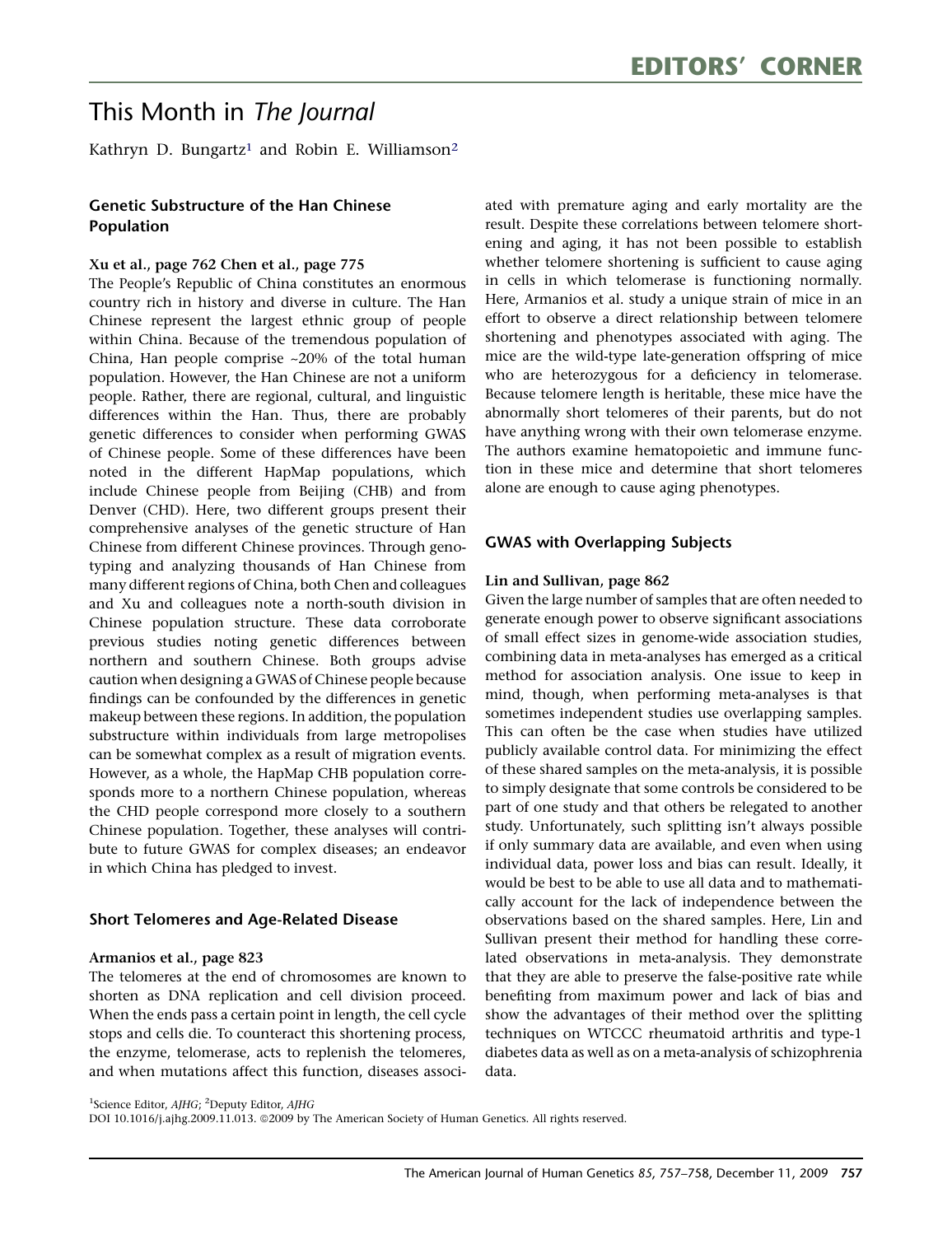# EDITORS' CORNER

# This Month in *The Journal*

Kathryn D. Bungartz[1] and Robin E. Williamson[2]

## Genetic Substructure of the Han Chinese Population

**Xu et al., page 762 Chen et al., page 775**

The People's Republic of China constitutes an enormous country rich in history and diverse in culture. The Han Chinese represent the largest ethnic group of people within China. Because of the tremendous population of China, Han people comprise ~20% of the total human population. However, the Han Chinese are not a uniform people. Rather, there are regional, cultural, and linguistic differences within the Han. Thus, there are probably genetic differences to consider when performing GWAS of Chinese people. Some of these differences have been noted in the different HapMap populations, which include Chinese people from Beijing (CHB) and from Denver (CHD). Here, two different groups present their comprehensive analyses of the genetic structure of Han Chinese from different Chinese provinces. Through genotyping and analyzing thousands of Han Chinese from many different regions of China, both Chen and colleagues and Xu and colleagues note a north-south division in Chinese population structure. These data corroborate previous studies noting genetic differences between northern and southern Chinese. Both groups advise caution when designing a GWAS of Chinese people because findings can be confounded by the differences in genetic makeup between these regions. In addition, the population substructure within individuals from large metropolises can be somewhat complex as a result of migration events. However, as a whole, the HapMap CHB population corresponds more to a northern Chinese population, whereas the CHD people correspond more closely to a southern Chinese population. Together, these analyses will contribute to future GWAS for complex diseases; an endeavor in which China has pledged to invest.

## Short Telomeres and Age-Related Disease

**Armanios et al., page 823**

The telomeres at the end of chromosomes are known to shorten as DNA replication and cell division proceed. When the ends pass a certain point in length, the cell cycle stops and cells die. To counteract this shortening process, the enzyme, telomerase, acts to replenish the telomeres, and when mutations affect this function, diseases associated with premature aging and early mortality are the result. Despite these correlations between telomere shortening and aging, it has not been possible to establish whether telomere shortening is sufficient to cause aging in cells in which telomerase is functioning normally. Here, Armanios et al. study a unique strain of mice in an effort to observe a direct relationship between telomere shortening and phenotypes associated with aging. The mice are the wild-type late-generation offspring of mice who are heterozygous for a deficiency in telomerase. Because telomere length is heritable, these mice have the abnormally short telomeres of their parents, but do not have anything wrong with their own telomerase enzyme. The authors examine hematopoietic and immune function in these mice and determine that short telomeres alone are enough to cause aging phenotypes.

## GWAS with Overlapping Subjects

**Lin and Sullivan, page 862**

Given the large number of samples that are often needed to generate enough power to observe significant associations of small effect sizes in genome-wide association studies, combining data in meta-analyses has emerged as a critical method for association analysis. One issue to keep in mind, though, when performing meta-analyses is that sometimes independent studies use overlapping samples. This can often be the case when studies have utilized publicly available control data. For minimizing the effect of these shared samples on the meta-analysis, it is possible to simply designate that some controls be considered to be part of one study and that others be relegated to another study. Unfortunately, such splitting isn't always possible if only summary data are available, and even when using individual data, power loss and bias can result. Ideally, it would be best to be able to use all data and to mathematically account for the lack of independence between the observations based on the shared samples. Here, Lin and Sullivan present their method for handling these correlated observations in meta-analysis. They demonstrate that they are able to preserve the false-positive rate while benefiting from maximum power and lack of bias and show the advantages of their method over the splitting techniques on WTCCC rheumatoid arthritis and type-1 diabetes data as well as on a meta-analysis of schizophrenia data.

[1]Science Editor, *AJHG*; [2]Deputy Editor, *AJHG*

DOI 10.1016/j.ajhg.2009.11.013. ©2009 by The American Society of Human Genetics. All rights reserved.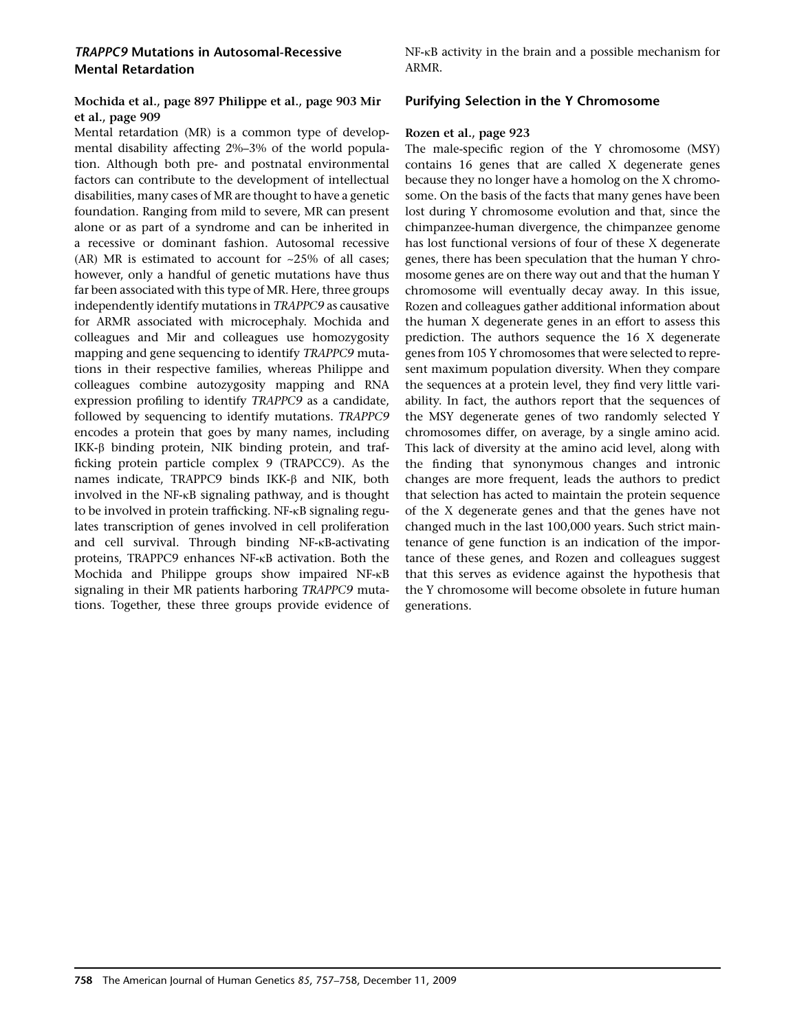## *TRAPPC9* Mutations in Autosomal-Recessive Mental Retardation

**Mochida et al., page 897 Philippe et al., page 903 Mir et al., page 909**

Mental retardation (MR) is a common type of developmental disability affecting 2%–3% of the world population. Although both pre- and postnatal environmental factors can contribute to the development of intellectual disabilities, many cases of MR are thought to have a genetic foundation. Ranging from mild to severe, MR can present alone or as part of a syndrome and can be inherited in a recessive or dominant fashion. Autosomal recessive (AR) MR is estimated to account for ~25% of all cases; however, only a handful of genetic mutations have thus far been associated with this type of MR. Here, three groups independently identify mutations in *TRAPPC9* as causative for ARMR associated with microcephaly. Mochida and colleagues and Mir and colleagues use homozygosity mapping and gene sequencing to identify *TRAPPC9* mutations in their respective families, whereas Philippe and colleagues combine autozygosity mapping and RNA expression profiling to identify *TRAPPC9* as a candidate, followed by sequencing to identify mutations. *TRAPPC9* encodes a protein that goes by many names, including IKK-β binding protein, NIK binding protein, and trafficking protein particle complex 9 (TRAPCC9). As the names indicate, TRAPPC9 binds IKK-β and NIK, both involved in the NF-κB signaling pathway, and is thought to be involved in protein trafficking. NF-κB signaling regulates transcription of genes involved in cell proliferation and cell survival. Through binding NF-κB-activating proteins, TRAPPC9 enhances NF-κB activation. Both the Mochida and Philippe groups show impaired NF-κB signaling in their MR patients harboring *TRAPPC9* mutations. Together, these three groups provide evidence of NF-κB activity in the brain and a possible mechanism for ARMR.

## Purifying Selection in the Y Chromosome

**Rozen et al., page 923**

The male-specific region of the Y chromosome (MSY) contains 16 genes that are called X degenerate genes because they no longer have a homolog on the X chromosome. On the basis of the facts that many genes have been lost during Y chromosome evolution and that, since the chimpanzee-human divergence, the chimpanzee genome has lost functional versions of four of these X degenerate genes, there has been speculation that the human Y chromosome genes are on there way out and that the human Y chromosome will eventually decay away. In this issue, Rozen and colleagues gather additional information about the human X degenerate genes in an effort to assess this prediction. The authors sequence the 16 X degenerate genes from 105 Y chromosomes that were selected to represent maximum population diversity. When they compare the sequences at a protein level, they find very little variability. In fact, the authors report that the sequences of the MSY degenerate genes of two randomly selected Y chromosomes differ, on average, by a single amino acid. This lack of diversity at the amino acid level, along with the finding that synonymous changes and intronic changes are more frequent, leads the authors to predict that selection has acted to maintain the protein sequence of the X degenerate genes and that the genes have not changed much in the last 100,000 years. Such strict maintenance of gene function is an indication of the importance of these genes, and Rozen and colleagues suggest that this serves as evidence against the hypothesis that the Y chromosome will become obsolete in future human generations.